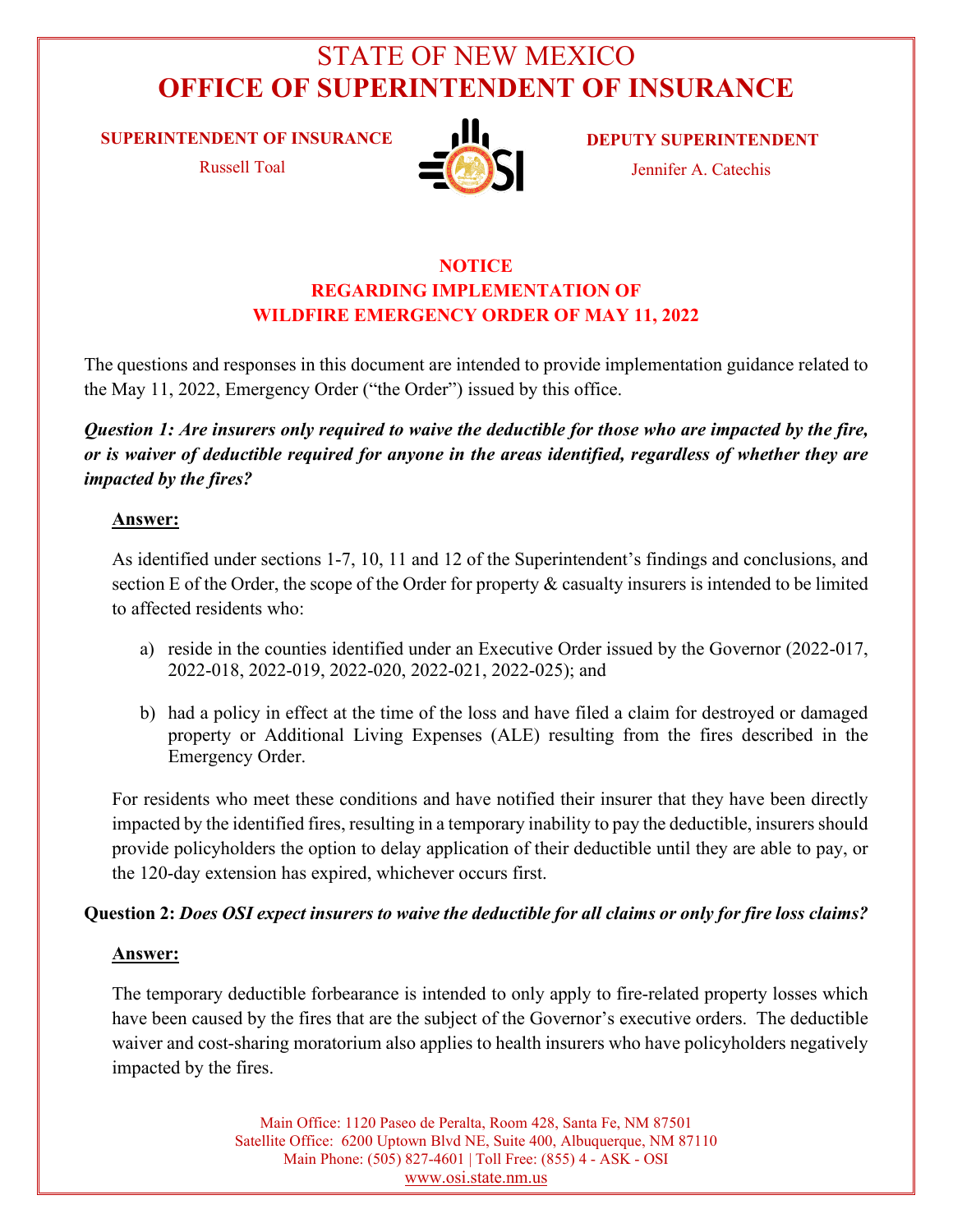# STATE OF NEW MEXICO
# OFFICE OF SUPERINTENDENT OF INSURANCE

**SUPERINTENDENT OF INSURANCE**
Russell Toal

**DEPUTY SUPERINTENDENT**
Jennifer A. Catechis

## NOTICE
## REGARDING IMPLEMENTATION OF
## WILDFIRE EMERGENCY ORDER OF MAY 11, 2022

The questions and responses in this document are intended to provide implementation guidance related to the May 11, 2022, Emergency Order ("the Order") issued by this office.

***Question 1: Are insurers only required to waive the deductible for those who are impacted by the fire, or is waiver of deductible required for anyone in the areas identified, regardless of whether they are impacted by the fires?***

**Answer:**

As identified under sections 1-7, 10, 11 and 12 of the Superintendent's findings and conclusions, and section E of the Order, the scope of the Order for property & casualty insurers is intended to be limited to affected residents who:

a) reside in the counties identified under an Executive Order issued by the Governor (2022-017, 2022-018, 2022-019, 2022-020, 2022-021, 2022-025); and

b) had a policy in effect at the time of the loss and have filed a claim for destroyed or damaged property or Additional Living Expenses (ALE) resulting from the fires described in the Emergency Order.

For residents who meet these conditions and have notified their insurer that they have been directly impacted by the identified fires, resulting in a temporary inability to pay the deductible, insurers should provide policyholders the option to delay application of their deductible until they are able to pay, or the 120-day extension has expired, whichever occurs first.

**Question 2:** ***Does OSI expect insurers to waive the deductible for all claims or only for fire loss claims?***

**Answer:**

The temporary deductible forbearance is intended to only apply to fire-related property losses which have been caused by the fires that are the subject of the Governor's executive orders. The deductible waiver and cost-sharing moratorium also applies to health insurers who have policyholders negatively impacted by the fires.

Main Office: 1120 Paseo de Peralta, Room 428, Santa Fe, NM 87501
Satellite Office: 6200 Uptown Blvd NE, Suite 400, Albuquerque, NM 87110
Main Phone: (505) 827-4601 | Toll Free: (855) 4 - ASK - OSI
www.osi.state.nm.us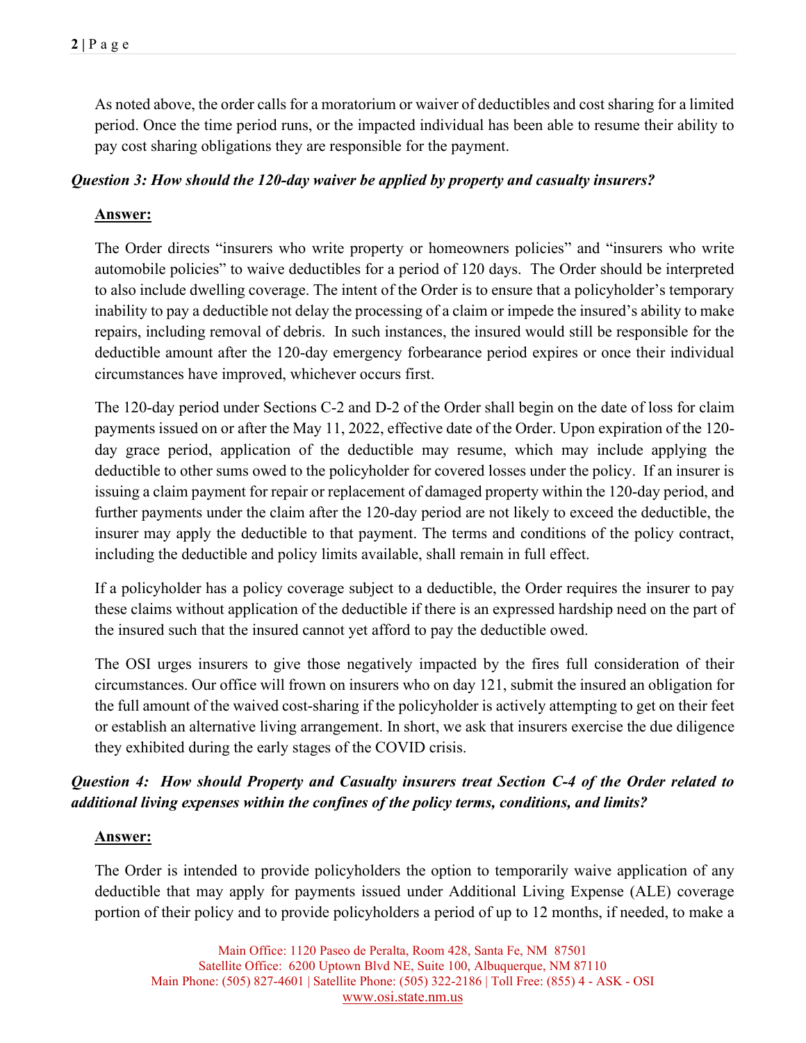As noted above, the order calls for a moratorium or waiver of deductibles and cost sharing for a limited period. Once the time period runs, or the impacted individual has been able to resume their ability to pay cost sharing obligations they are responsible for the payment.

***Question 3: How should the 120-day waiver be applied by property and casualty insurers?***

**Answer:**

The Order directs "insurers who write property or homeowners policies" and "insurers who write automobile policies" to waive deductibles for a period of 120 days. The Order should be interpreted to also include dwelling coverage. The intent of the Order is to ensure that a policyholder's temporary inability to pay a deductible not delay the processing of a claim or impede the insured's ability to make repairs, including removal of debris. In such instances, the insured would still be responsible for the deductible amount after the 120-day emergency forbearance period expires or once their individual circumstances have improved, whichever occurs first.

The 120-day period under Sections C-2 and D-2 of the Order shall begin on the date of loss for claim payments issued on or after the May 11, 2022, effective date of the Order. Upon expiration of the 120-day grace period, application of the deductible may resume, which may include applying the deductible to other sums owed to the policyholder for covered losses under the policy. If an insurer is issuing a claim payment for repair or replacement of damaged property within the 120-day period, and further payments under the claim after the 120-day period are not likely to exceed the deductible, the insurer may apply the deductible to that payment. The terms and conditions of the policy contract, including the deductible and policy limits available, shall remain in full effect.

If a policyholder has a policy coverage subject to a deductible, the Order requires the insurer to pay these claims without application of the deductible if there is an expressed hardship need on the part of the insured such that the insured cannot yet afford to pay the deductible owed.

The OSI urges insurers to give those negatively impacted by the fires full consideration of their circumstances. Our office will frown on insurers who on day 121, submit the insured an obligation for the full amount of the waived cost-sharing if the policyholder is actively attempting to get on their feet or establish an alternative living arrangement. In short, we ask that insurers exercise the due diligence they exhibited during the early stages of the COVID crisis.

***Question 4: How should Property and Casualty insurers treat Section C-4 of the Order related to additional living expenses within the confines of the policy terms, conditions, and limits?***

**Answer:**

The Order is intended to provide policyholders the option to temporarily waive application of any deductible that may apply for payments issued under Additional Living Expense (ALE) coverage portion of their policy and to provide policyholders a period of up to 12 months, if needed, to make a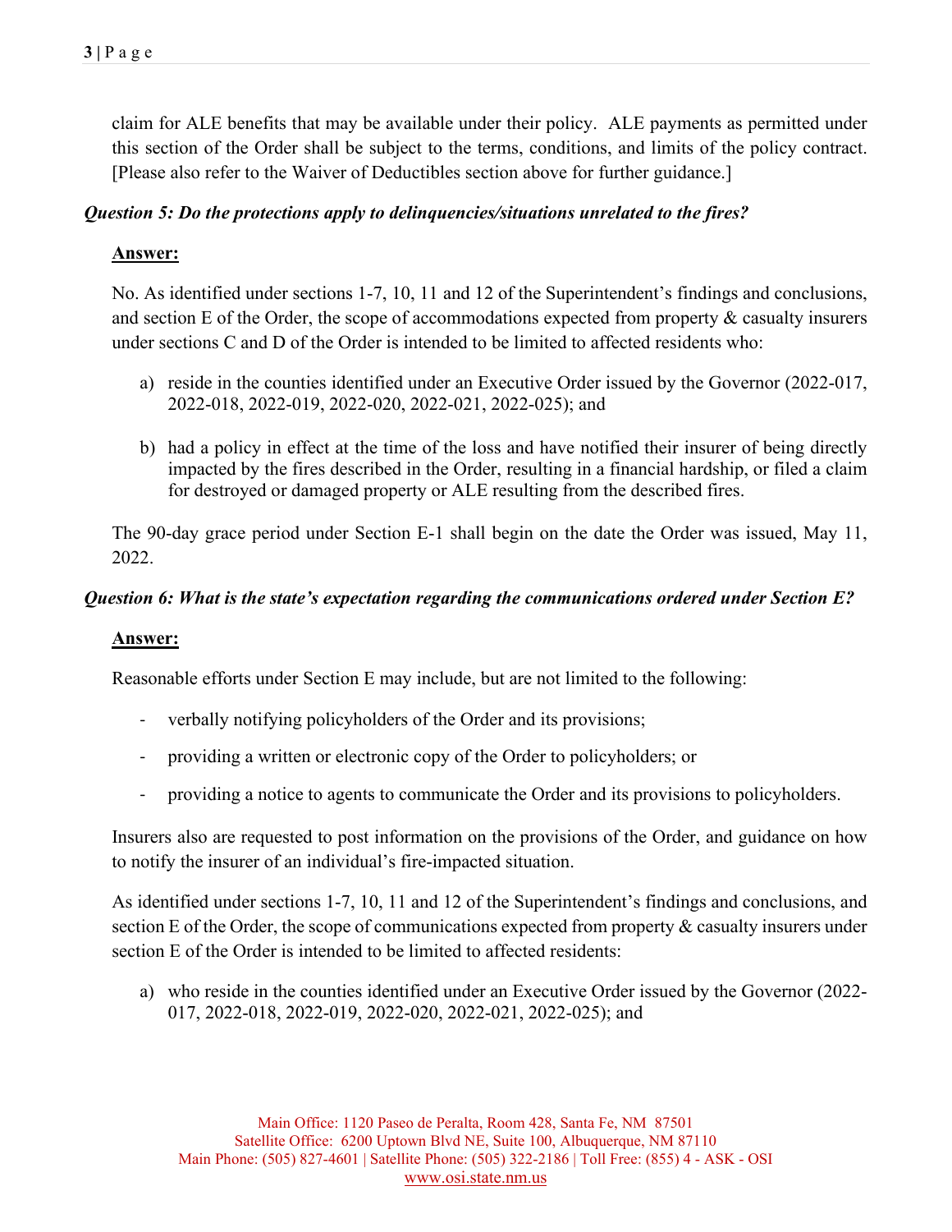claim for ALE benefits that may be available under their policy. ALE payments as permitted under this section of the Order shall be subject to the terms, conditions, and limits of the policy contract. [Please also refer to the Waiver of Deductibles section above for further guidance.]

***Question 5: Do the protections apply to delinquencies/situations unrelated to the fires?***

**Answer:**

No. As identified under sections 1-7, 10, 11 and 12 of the Superintendent's findings and conclusions, and section E of the Order, the scope of accommodations expected from property & casualty insurers under sections C and D of the Order is intended to be limited to affected residents who:

a) reside in the counties identified under an Executive Order issued by the Governor (2022-017, 2022-018, 2022-019, 2022-020, 2022-021, 2022-025); and

b) had a policy in effect at the time of the loss and have notified their insurer of being directly impacted by the fires described in the Order, resulting in a financial hardship, or filed a claim for destroyed or damaged property or ALE resulting from the described fires.

The 90-day grace period under Section E-1 shall begin on the date the Order was issued, May 11, 2022.

***Question 6: What is the state's expectation regarding the communications ordered under Section E?***

**Answer:**

Reasonable efforts under Section E may include, but are not limited to the following:

- verbally notifying policyholders of the Order and its provisions;
- providing a written or electronic copy of the Order to policyholders; or
- providing a notice to agents to communicate the Order and its provisions to policyholders.

Insurers also are requested to post information on the provisions of the Order, and guidance on how to notify the insurer of an individual's fire-impacted situation.

As identified under sections 1-7, 10, 11 and 12 of the Superintendent's findings and conclusions, and section E of the Order, the scope of communications expected from property & casualty insurers under section E of the Order is intended to be limited to affected residents:

a) who reside in the counties identified under an Executive Order issued by the Governor (2022-017, 2022-018, 2022-019, 2022-020, 2022-021, 2022-025); and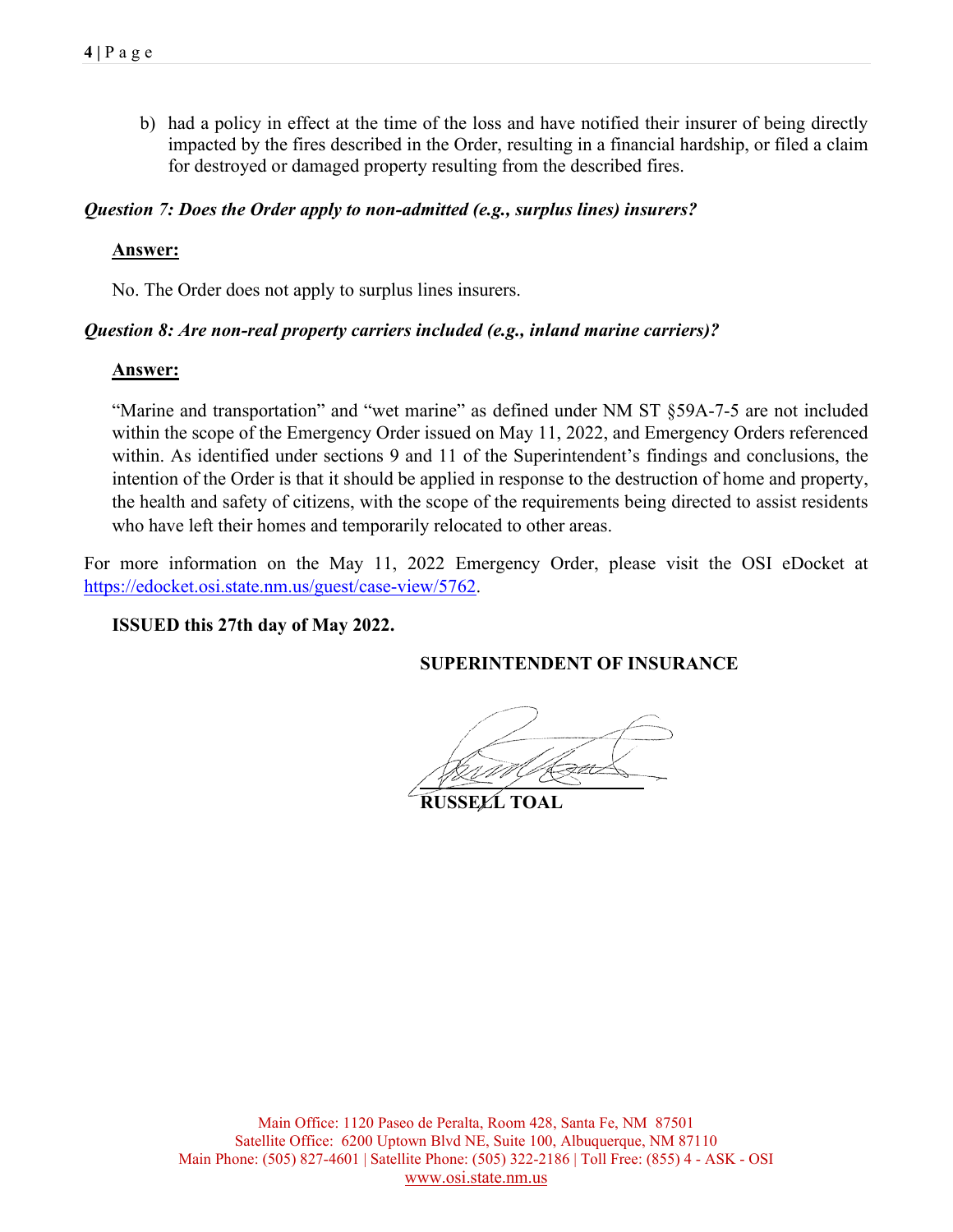b) had a policy in effect at the time of the loss and have notified their insurer of being directly impacted by the fires described in the Order, resulting in a financial hardship, or filed a claim for destroyed or damaged property resulting from the described fires.

***Question 7: Does the Order apply to non-admitted (e.g., surplus lines) insurers?***

**Answer:**

No. The Order does not apply to surplus lines insurers.

***Question 8: Are non-real property carriers included (e.g., inland marine carriers)?***

**Answer:**

"Marine and transportation" and "wet marine" as defined under NM ST §59A-7-5 are not included within the scope of the Emergency Order issued on May 11, 2022, and Emergency Orders referenced within. As identified under sections 9 and 11 of the Superintendent's findings and conclusions, the intention of the Order is that it should be applied in response to the destruction of home and property, the health and safety of citizens, with the scope of the requirements being directed to assist residents who have left their homes and temporarily relocated to other areas.

For more information on the May 11, 2022 Emergency Order, please visit the OSI eDocket at https://edocket.osi.state.nm.us/guest/case-view/5762.

**ISSUED this 27th day of May 2022.**

**SUPERINTENDENT OF INSURANCE**

**RUSSELL TOAL**

Main Office: 1120 Paseo de Peralta, Room 428, Santa Fe, NM 87501
Satellite Office: 6200 Uptown Blvd NE, Suite 100, Albuquerque, NM 87110
Main Phone: (505) 827-4601 | Satellite Phone: (505) 322-2186 | Toll Free: (855) 4 - ASK - OSI
www.osi.state.nm.us